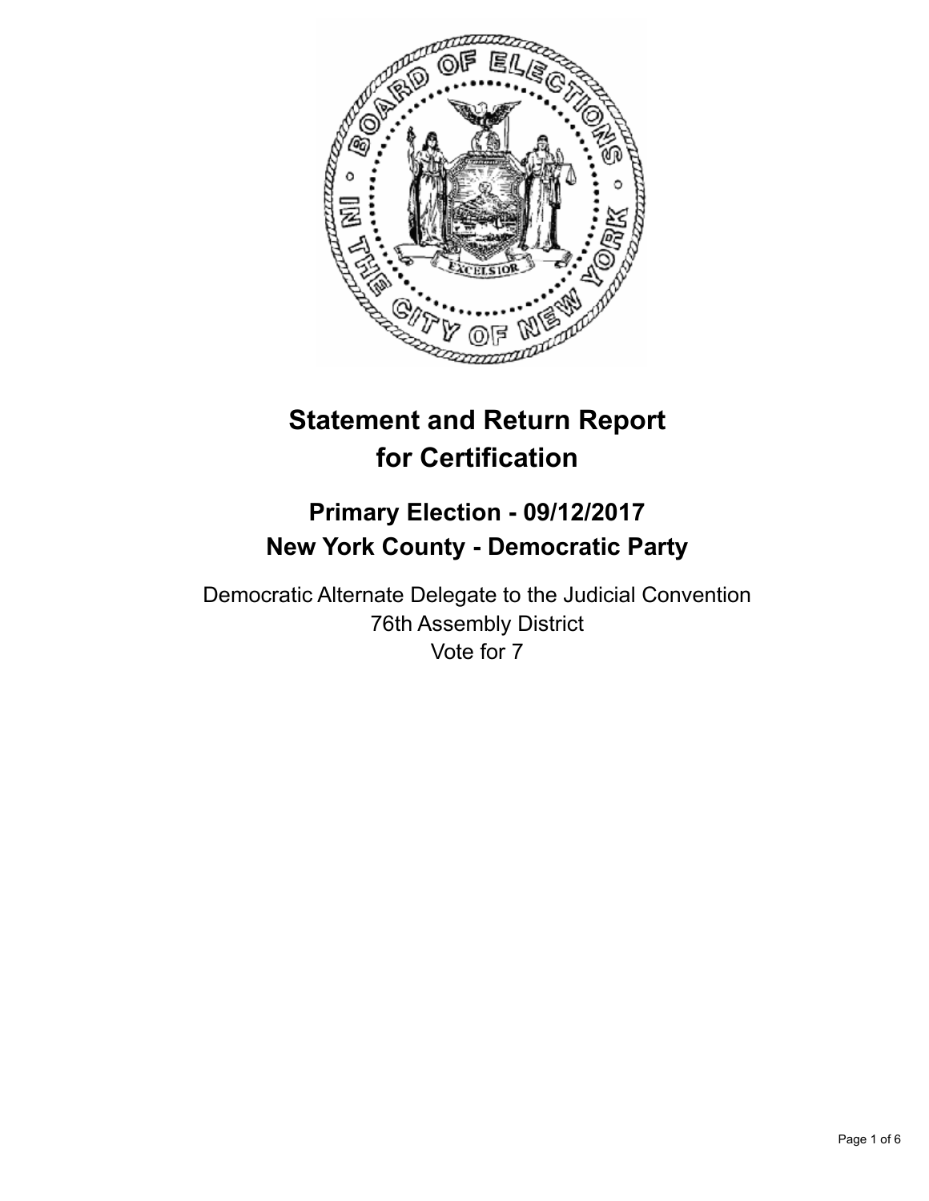# Statement and Return Report for Certification

## Primary Election - 09/12/2017
## New York County - Democratic Party

Democratic Alternate Delegate to the Judicial Convention
76th Assembly District
Vote for 7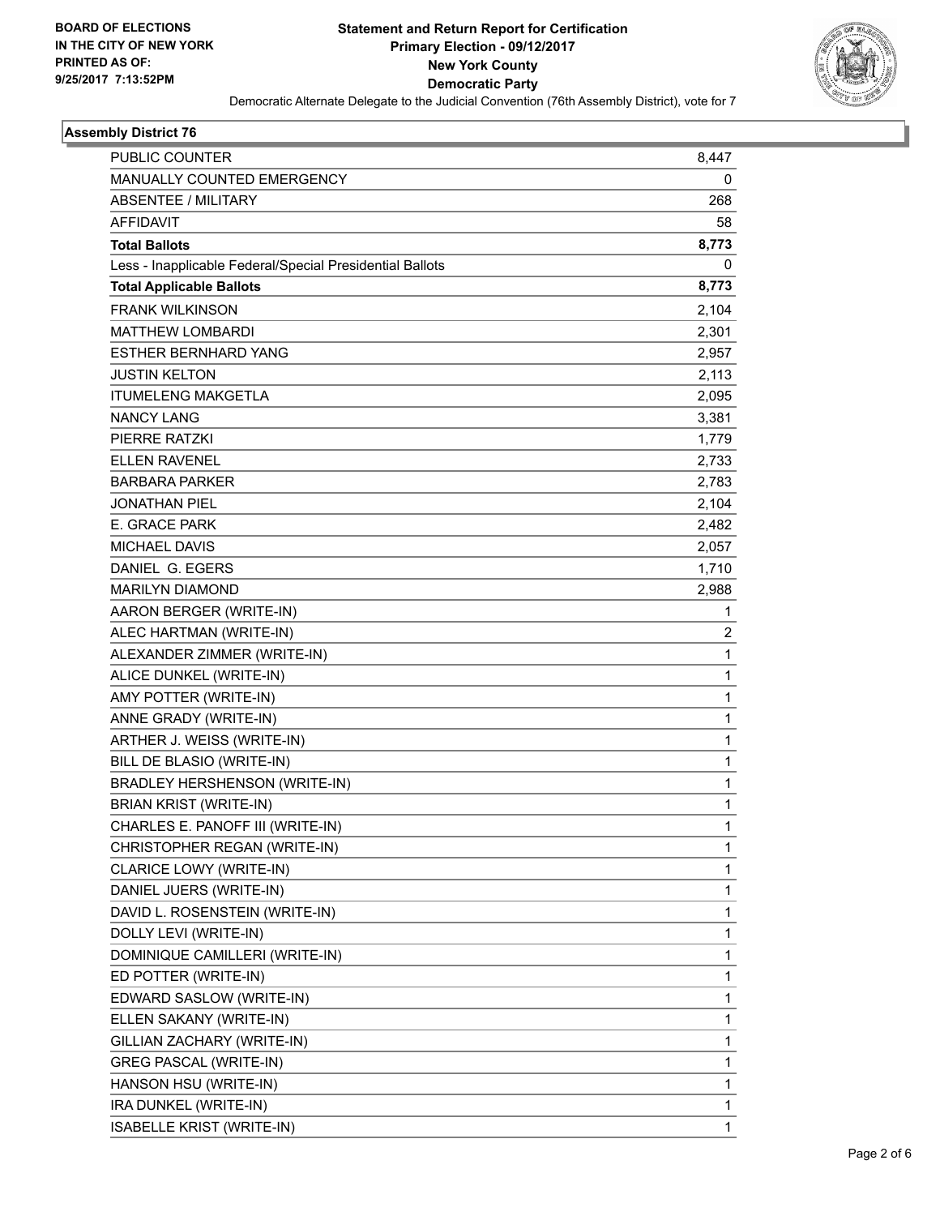**BOARD OF ELECTIONS IN THE CITY OF NEW YORK PRINTED AS OF: 9/25/2017 7:13:52PM**

# Statement and Return Report for Certification
## Primary Election - 09/12/2017
## New York County
## Democratic Party

Democratic Alternate Delegate to the Judicial Convention (76th Assembly District), vote for 7

### Assembly District 76

| | |
|---|---|
| PUBLIC COUNTER | 8,447 |
| MANUALLY COUNTED EMERGENCY | 0 |
| ABSENTEE / MILITARY | 268 |
| AFFIDAVIT | 58 |
| **Total Ballots** | **8,773** |
| Less - Inapplicable Federal/Special Presidential Ballots | 0 |
| **Total Applicable Ballots** | **8,773** |
| FRANK WILKINSON | 2,104 |
| MATTHEW LOMBARDI | 2,301 |
| ESTHER BERNHARD YANG | 2,957 |
| JUSTIN KELTON | 2,113 |
| ITUMELENG MAKGETLA | 2,095 |
| NANCY LANG | 3,381 |
| PIERRE RATZKI | 1,779 |
| ELLEN RAVENEL | 2,733 |
| BARBARA PARKER | 2,783 |
| JONATHAN PIEL | 2,104 |
| E. GRACE PARK | 2,482 |
| MICHAEL DAVIS | 2,057 |
| DANIEL G. EGERS | 1,710 |
| MARILYN DIAMOND | 2,988 |
| AARON BERGER (WRITE-IN) | 1 |
| ALEC HARTMAN (WRITE-IN) | 2 |
| ALEXANDER ZIMMER (WRITE-IN) | 1 |
| ALICE DUNKEL (WRITE-IN) | 1 |
| AMY POTTER (WRITE-IN) | 1 |
| ANNE GRADY (WRITE-IN) | 1 |
| ARTHER J. WEISS (WRITE-IN) | 1 |
| BILL DE BLASIO (WRITE-IN) | 1 |
| BRADLEY HERSHENSON (WRITE-IN) | 1 |
| BRIAN KRIST (WRITE-IN) | 1 |
| CHARLES E. PANOFF III (WRITE-IN) | 1 |
| CHRISTOPHER REGAN (WRITE-IN) | 1 |
| CLARICE LOWY (WRITE-IN) | 1 |
| DANIEL JUERS (WRITE-IN) | 1 |
| DAVID L. ROSENSTEIN (WRITE-IN) | 1 |
| DOLLY LEVI (WRITE-IN) | 1 |
| DOMINIQUE CAMILLERI (WRITE-IN) | 1 |
| ED POTTER (WRITE-IN) | 1 |
| EDWARD SASLOW (WRITE-IN) | 1 |
| ELLEN SAKANY (WRITE-IN) | 1 |
| GILLIAN ZACHARY (WRITE-IN) | 1 |
| GREG PASCAL (WRITE-IN) | 1 |
| HANSON HSU (WRITE-IN) | 1 |
| IRA DUNKEL (WRITE-IN) | 1 |
| ISABELLE KRIST (WRITE-IN) | 1 |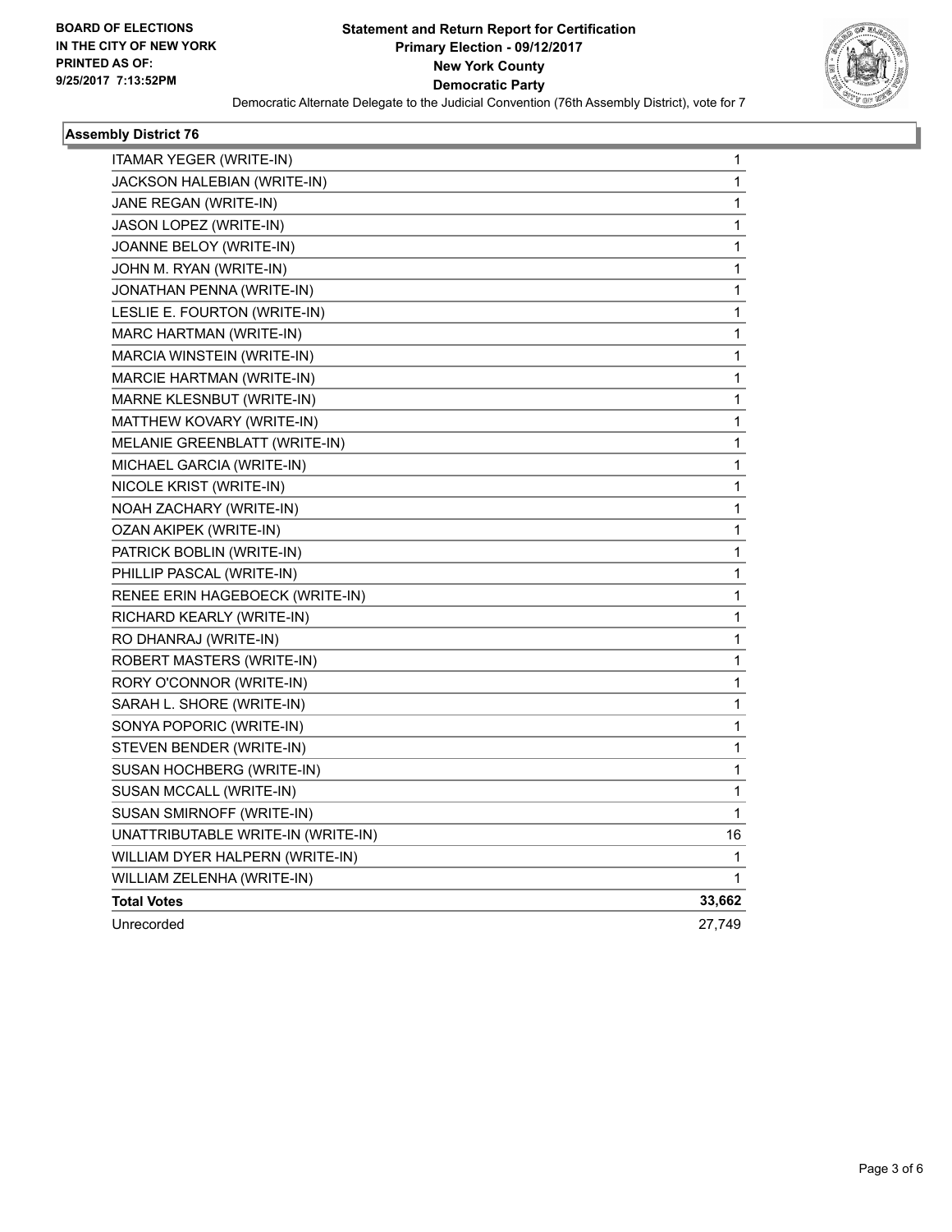**BOARD OF ELECTIONS**
**IN THE CITY OF NEW YORK**
**PRINTED AS OF:**
**9/25/2017 7:13:52PM**

**Statement and Return Report for Certification**
**Primary Election - 09/12/2017**
**New York County**
**Democratic Party**
Democratic Alternate Delegate to the Judicial Convention (76th Assembly District), vote for 7

### Assembly District 76

| | |
|---|---|
| ITAMAR YEGER (WRITE-IN) | 1 |
| JACKSON HALEBIAN (WRITE-IN) | 1 |
| JANE REGAN (WRITE-IN) | 1 |
| JASON LOPEZ (WRITE-IN) | 1 |
| JOANNE BELOY (WRITE-IN) | 1 |
| JOHN M. RYAN (WRITE-IN) | 1 |
| JONATHAN PENNA (WRITE-IN) | 1 |
| LESLIE E. FOURTON (WRITE-IN) | 1 |
| MARC HARTMAN (WRITE-IN) | 1 |
| MARCIA WINSTEIN (WRITE-IN) | 1 |
| MARCIE HARTMAN (WRITE-IN) | 1 |
| MARNE KLESNBUT (WRITE-IN) | 1 |
| MATTHEW KOVARY (WRITE-IN) | 1 |
| MELANIE GREENBLATT (WRITE-IN) | 1 |
| MICHAEL GARCIA (WRITE-IN) | 1 |
| NICOLE KRIST (WRITE-IN) | 1 |
| NOAH ZACHARY (WRITE-IN) | 1 |
| OZAN AKIPEK (WRITE-IN) | 1 |
| PATRICK BOBLIN (WRITE-IN) | 1 |
| PHILLIP PASCAL (WRITE-IN) | 1 |
| RENEE ERIN HAGEBOECK (WRITE-IN) | 1 |
| RICHARD KEARLY (WRITE-IN) | 1 |
| RO DHANRAJ (WRITE-IN) | 1 |
| ROBERT MASTERS (WRITE-IN) | 1 |
| RORY O'CONNOR (WRITE-IN) | 1 |
| SARAH L. SHORE (WRITE-IN) | 1 |
| SONYA POPORIC (WRITE-IN) | 1 |
| STEVEN BENDER (WRITE-IN) | 1 |
| SUSAN HOCHBERG (WRITE-IN) | 1 |
| SUSAN MCCALL (WRITE-IN) | 1 |
| SUSAN SMIRNOFF (WRITE-IN) | 1 |
| UNATTRIBUTABLE WRITE-IN (WRITE-IN) | 16 |
| WILLIAM DYER HALPERN (WRITE-IN) | 1 |
| WILLIAM ZELENHA (WRITE-IN) | 1 |
| **Total Votes** | **33,662** |
| Unrecorded | 27,749 |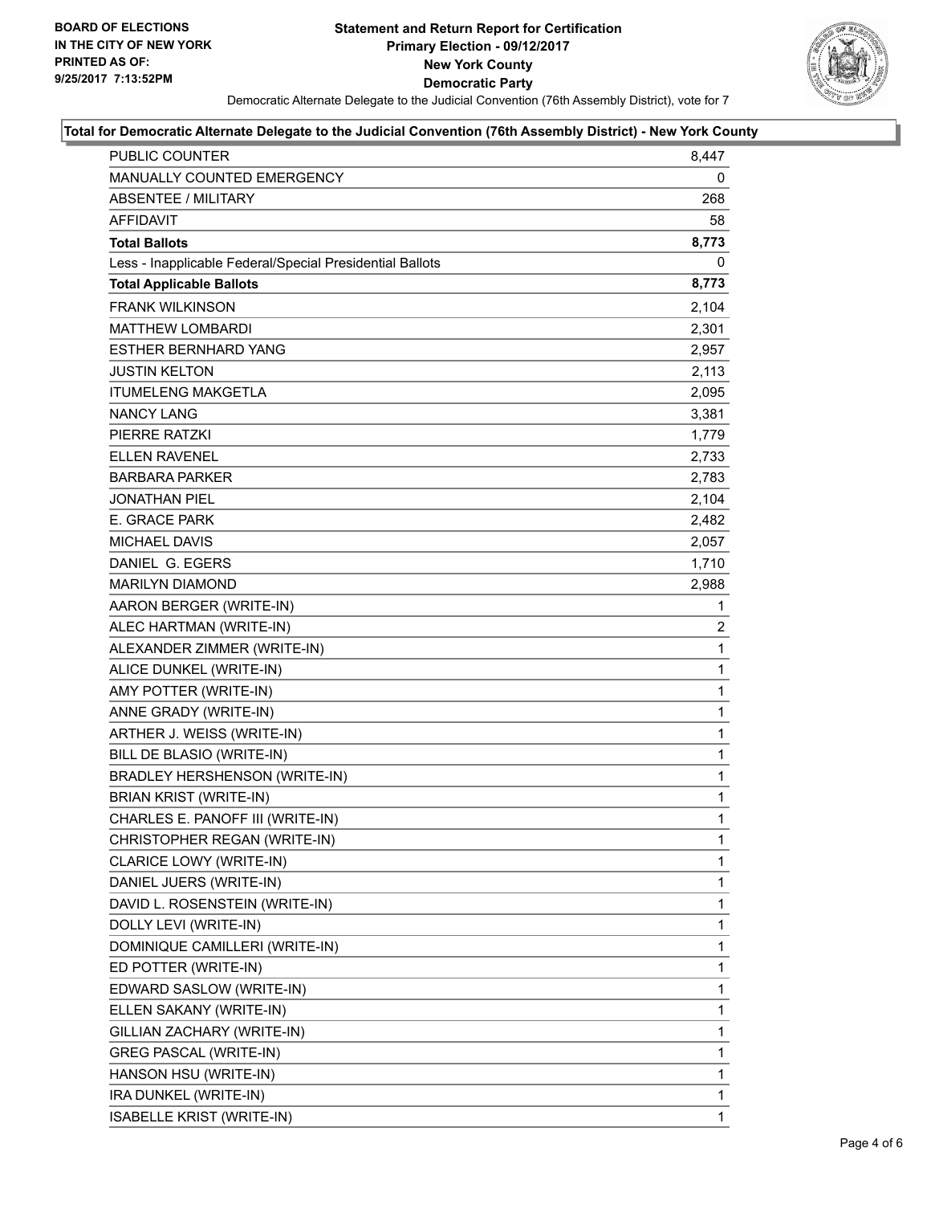**BOARD OF ELECTIONS IN THE CITY OF NEW YORK PRINTED AS OF: 9/25/2017 7:13:52PM**

# Statement and Return Report for Certification
## Primary Election - 09/12/2017
## New York County
## Democratic Party

Democratic Alternate Delegate to the Judicial Convention (76th Assembly District), vote for 7

### Total for Democratic Alternate Delegate to the Judicial Convention (76th Assembly District) - New York County

| | |
|---|---|
| PUBLIC COUNTER | 8,447 |
| MANUALLY COUNTED EMERGENCY | 0 |
| ABSENTEE / MILITARY | 268 |
| AFFIDAVIT | 58 |
| **Total Ballots** | **8,773** |
| Less - Inapplicable Federal/Special Presidential Ballots | 0 |
| **Total Applicable Ballots** | **8,773** |
| FRANK WILKINSON | 2,104 |
| MATTHEW LOMBARDI | 2,301 |
| ESTHER BERNHARD YANG | 2,957 |
| JUSTIN KELTON | 2,113 |
| ITUMELENG MAKGETLA | 2,095 |
| NANCY LANG | 3,381 |
| PIERRE RATZKI | 1,779 |
| ELLEN RAVENEL | 2,733 |
| BARBARA PARKER | 2,783 |
| JONATHAN PIEL | 2,104 |
| E. GRACE PARK | 2,482 |
| MICHAEL DAVIS | 2,057 |
| DANIEL G. EGERS | 1,710 |
| MARILYN DIAMOND | 2,988 |
| AARON BERGER (WRITE-IN) | 1 |
| ALEC HARTMAN (WRITE-IN) | 2 |
| ALEXANDER ZIMMER (WRITE-IN) | 1 |
| ALICE DUNKEL (WRITE-IN) | 1 |
| AMY POTTER (WRITE-IN) | 1 |
| ANNE GRADY (WRITE-IN) | 1 |
| ARTHER J. WEISS (WRITE-IN) | 1 |
| BILL DE BLASIO (WRITE-IN) | 1 |
| BRADLEY HERSHENSON (WRITE-IN) | 1 |
| BRIAN KRIST (WRITE-IN) | 1 |
| CHARLES E. PANOFF III (WRITE-IN) | 1 |
| CHRISTOPHER REGAN (WRITE-IN) | 1 |
| CLARICE LOWY (WRITE-IN) | 1 |
| DANIEL JUERS (WRITE-IN) | 1 |
| DAVID L. ROSENSTEIN (WRITE-IN) | 1 |
| DOLLY LEVI (WRITE-IN) | 1 |
| DOMINIQUE CAMILLERI (WRITE-IN) | 1 |
| ED POTTER (WRITE-IN) | 1 |
| EDWARD SASLOW (WRITE-IN) | 1 |
| ELLEN SAKANY (WRITE-IN) | 1 |
| GILLIAN ZACHARY (WRITE-IN) | 1 |
| GREG PASCAL (WRITE-IN) | 1 |
| HANSON HSU (WRITE-IN) | 1 |
| IRA DUNKEL (WRITE-IN) | 1 |
| ISABELLE KRIST (WRITE-IN) | 1 |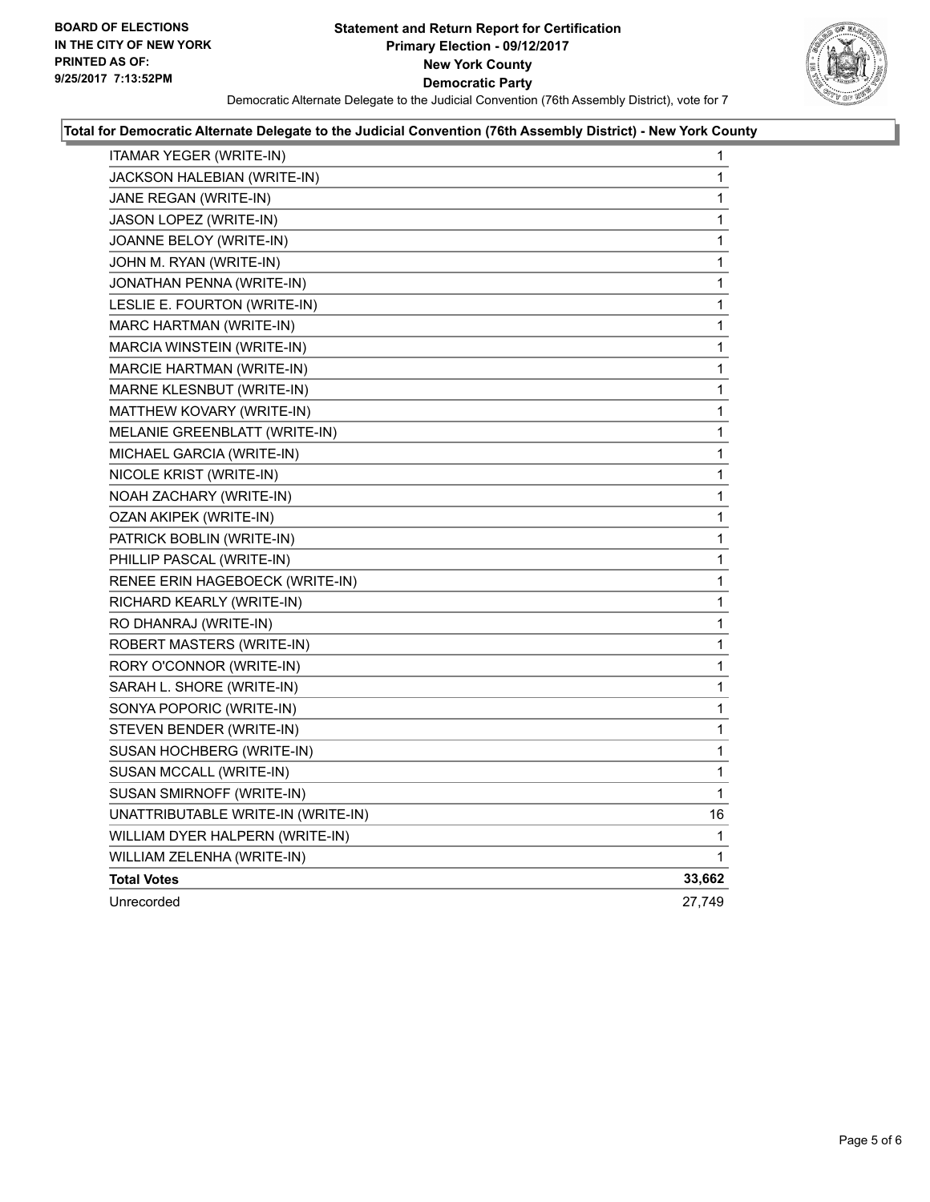**BOARD OF ELECTIONS IN THE CITY OF NEW YORK PRINTED AS OF: 9/25/2017 7:13:52PM**

# Statement and Return Report for Certification
## Primary Election - 09/12/2017
## New York County
## Democratic Party

Democratic Alternate Delegate to the Judicial Convention (76th Assembly District), vote for 7

### Total for Democratic Alternate Delegate to the Judicial Convention (76th Assembly District) - New York County

| Candidate | Votes |
|---|---|
| ITAMAR YEGER (WRITE-IN) | 1 |
| JACKSON HALEBIAN (WRITE-IN) | 1 |
| JANE REGAN (WRITE-IN) | 1 |
| JASON LOPEZ (WRITE-IN) | 1 |
| JOANNE BELOY (WRITE-IN) | 1 |
| JOHN M. RYAN (WRITE-IN) | 1 |
| JONATHAN PENNA (WRITE-IN) | 1 |
| LESLIE E. FOURTON (WRITE-IN) | 1 |
| MARC HARTMAN (WRITE-IN) | 1 |
| MARCIA WINSTEIN (WRITE-IN) | 1 |
| MARCIE HARTMAN (WRITE-IN) | 1 |
| MARNE KLESNBUT (WRITE-IN) | 1 |
| MATTHEW KOVARY (WRITE-IN) | 1 |
| MELANIE GREENBLATT (WRITE-IN) | 1 |
| MICHAEL GARCIA (WRITE-IN) | 1 |
| NICOLE KRIST (WRITE-IN) | 1 |
| NOAH ZACHARY (WRITE-IN) | 1 |
| OZAN AKIPEK (WRITE-IN) | 1 |
| PATRICK BOBLIN (WRITE-IN) | 1 |
| PHILLIP PASCAL (WRITE-IN) | 1 |
| RENEE ERIN HAGEBOECK (WRITE-IN) | 1 |
| RICHARD KEARLY (WRITE-IN) | 1 |
| RO DHANRAJ (WRITE-IN) | 1 |
| ROBERT MASTERS (WRITE-IN) | 1 |
| RORY O'CONNOR (WRITE-IN) | 1 |
| SARAH L. SHORE (WRITE-IN) | 1 |
| SONYA POPORIC (WRITE-IN) | 1 |
| STEVEN BENDER (WRITE-IN) | 1 |
| SUSAN HOCHBERG (WRITE-IN) | 1 |
| SUSAN MCCALL (WRITE-IN) | 1 |
| SUSAN SMIRNOFF (WRITE-IN) | 1 |
| UNATTRIBUTABLE WRITE-IN (WRITE-IN) | 16 |
| WILLIAM DYER HALPERN (WRITE-IN) | 1 |
| WILLIAM ZELENHA (WRITE-IN) | 1 |
| **Total Votes** | **33,662** |
| Unrecorded | 27,749 |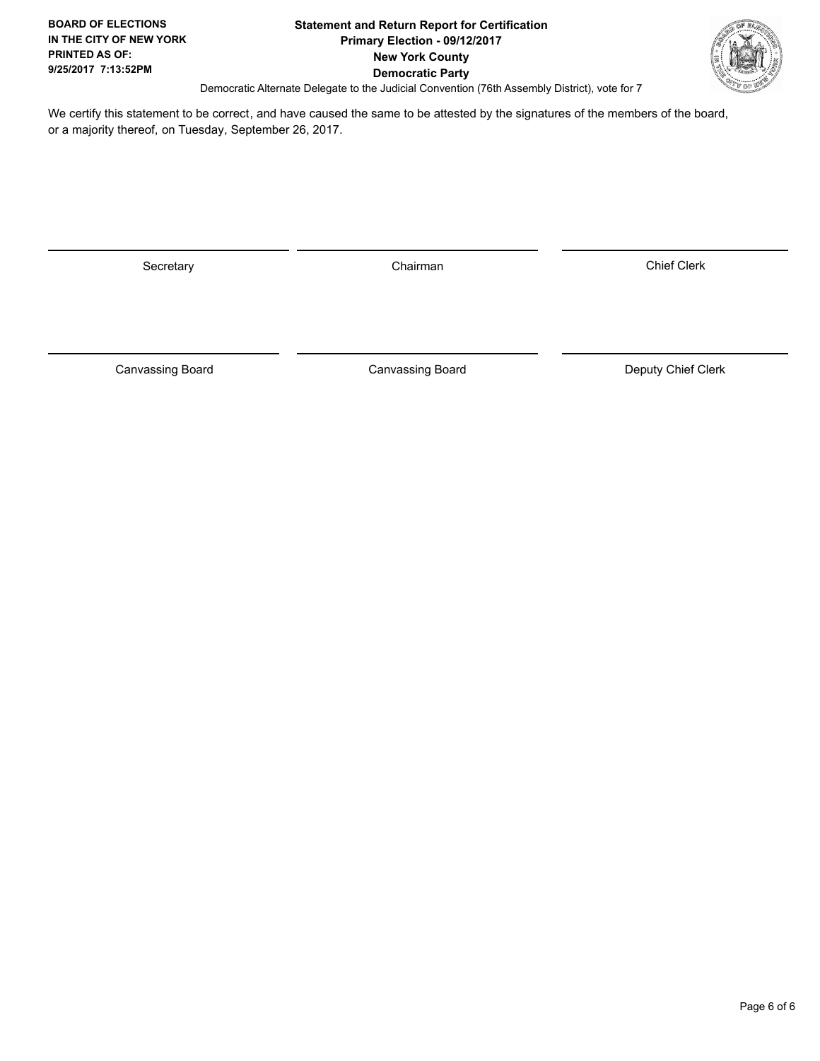**BOARD OF ELECTIONS IN THE CITY OF NEW YORK**
**PRINTED AS OF: 9/25/2017 7:13:52PM**

**Statement and Return Report for Certification**
**Primary Election - 09/12/2017**
**New York County**
**Democratic Party**

Democratic Alternate Delegate to the Judicial Convention (76th Assembly District), vote for 7

We certify this statement to be correct, and have caused the same to be attested by the signatures of the members of the board, or a majority thereof, on Tuesday, September 26, 2017.

| | | |
|---|---|---|
| Secretary | Chairman | Chief Clerk |
| Canvassing Board | Canvassing Board | Deputy Chief Clerk |